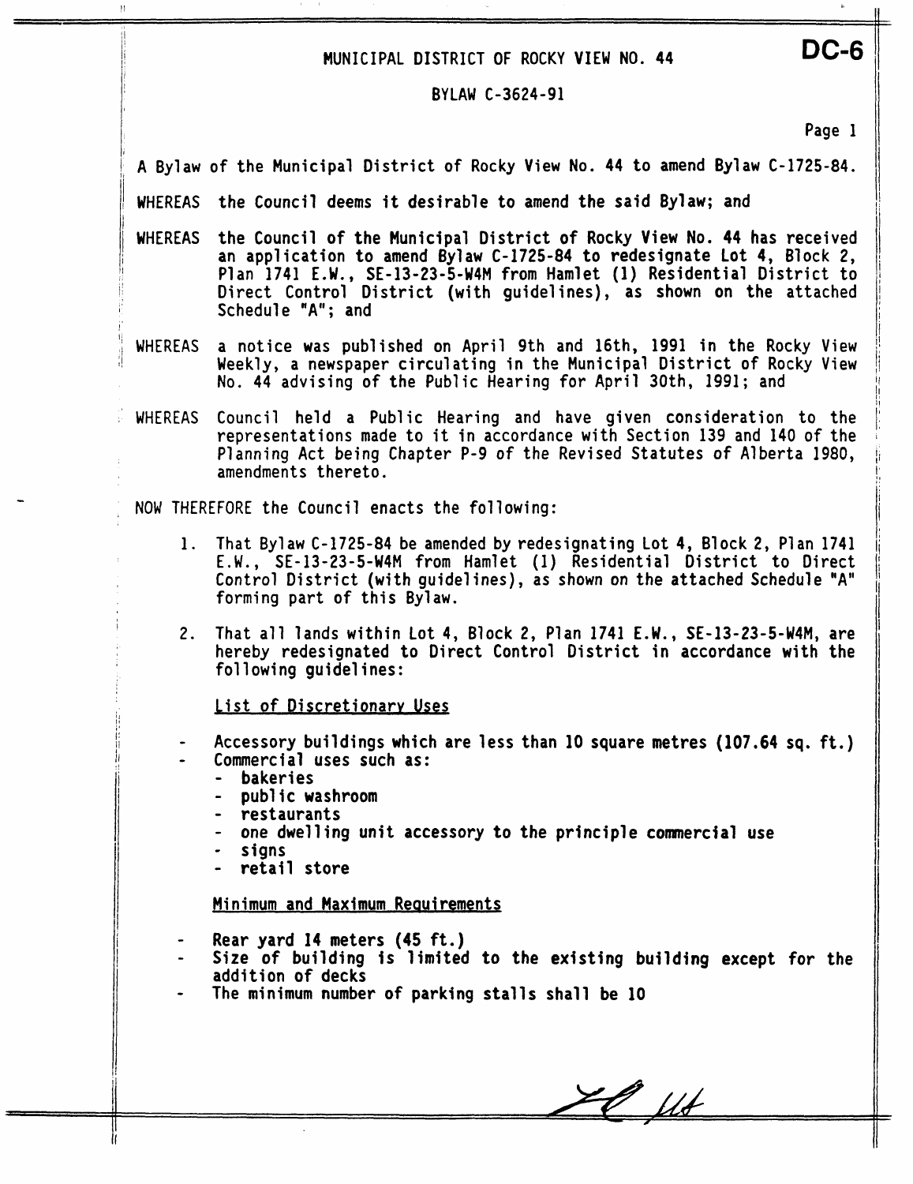# MUNICIPAL DISTRICT OF ROCKY VIEW NO. 44

**DC-6**

## BYLAW C-3624-91

A Bylaw of the Municipal District of Rocky View No. 44 to amend Bylaw C-1725-84.

WHEREAS the Council deems it desirable to amend the said Bylaw; and

WHEREAS the Council of the Municipal District of Rocky View No. 44 has received an application to amend Bylaw C-1725-84 to redesignate Lot 4, Block 2, Plan 1741 E.W., SE-13-23-5-W4M from Hamlet (1) Residential District to Direct Control District (with guidelines), as shown on the attached Schedule "A"; and

WHEREAS a notice was published on April 9th and 16th, 1991 in the Rocky View Weekly, a newspaper circulating in the Municipal District of Rocky View No. 44 advising of the Public Hearing for April 30th, 1991; and

WHEREAS Council held a Public Hearing and have given consideration to the representations made to it in accordance with Section 139 and 140 of the Planning Act being Chapter P-9 of the Revised Statutes of Alberta 1980, amendments thereto.

NOW THEREFORE the Council enacts the following:

1. That Bylaw C-1725-84 be amended by redesignating Lot 4, Block 2, Plan 1741 E.W., SE-13-23-5-W4M from Hamlet (1) Residential District to Direct Control District (with guidelines), as shown on the attached Schedule "A" forming part of this Bylaw.

2. That all lands within Lot 4, Block 2, Plan 1741 E.W., SE-13-23-5-W4M, are hereby redesignated to Direct Control District in accordance with the following guidelines:

   <u>List of Discretionary Uses</u>

   - Accessory buildings which are less than 10 square metres (107.64 sq. ft.)
   - Commercial uses such as:
     - bakeries
     - public washroom
     - restaurants
     - one dwelling unit accessory to the principle commercial use
     - signs
     - retail store

   <u>Minimum and Maximum Requirements</u>

   - Rear yard 14 meters (45 ft.)
   - Size of building is limited to the existing building except for the addition of decks
   - The minimum number of parking stalls shall be 10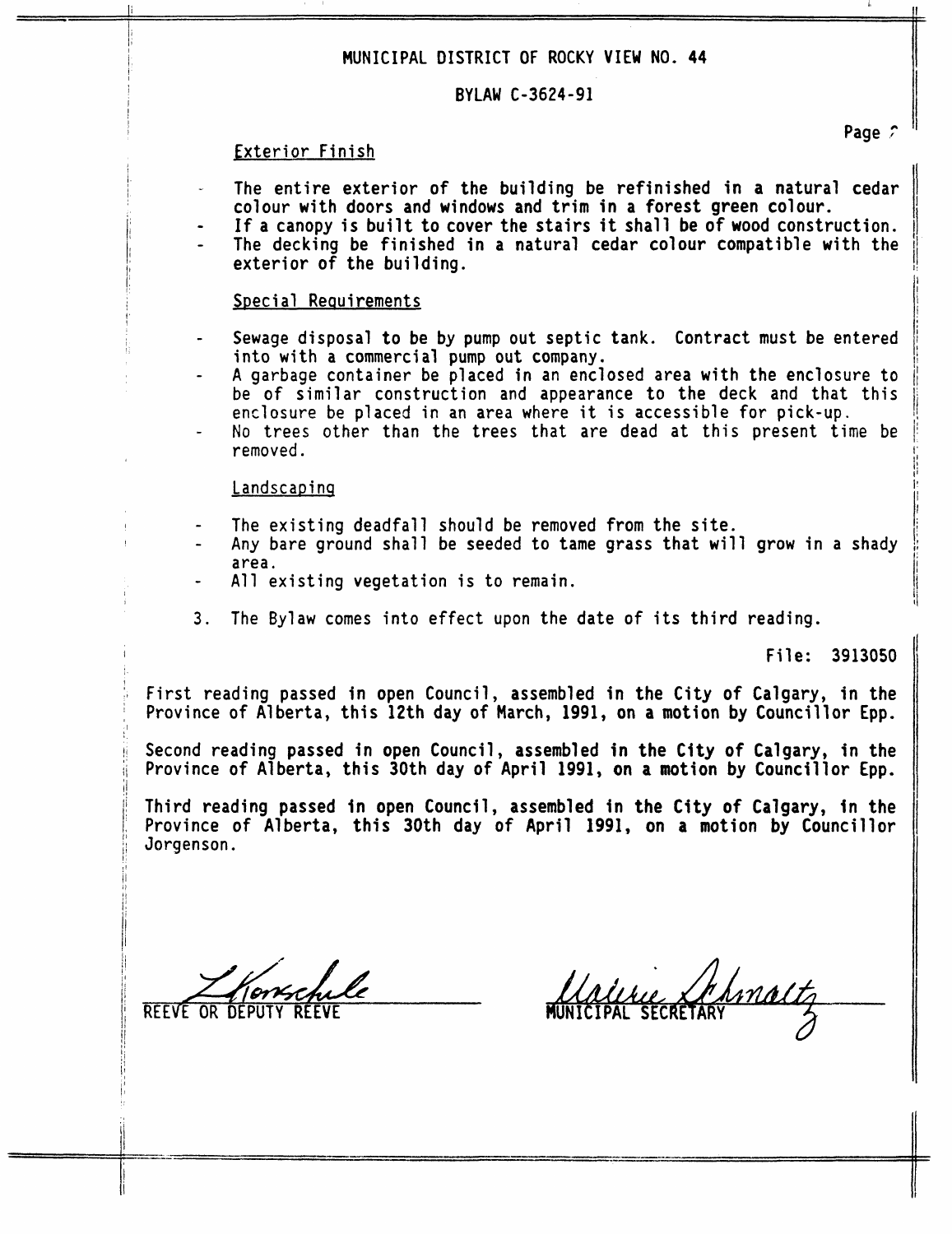MUNICIPAL DISTRICT OF ROCKY VIEW NO. 44

BYLAW C-3624-91

Exterior Finish

- The entire exterior of the building be refinished in a natural cedar colour with doors and windows and trim in a forest green colour.
- If a canopy is built to cover the stairs it shall be of wood construction.
- The decking be finished in a natural cedar colour compatible with the exterior of the building.

Special Requirements

- Sewage disposal to be by pump out septic tank. Contract must be entered into with a commercial pump out company.
- A garbage container be placed in an enclosed area with the enclosure to be of similar construction and appearance to the deck and that this enclosure be placed in an area where it is accessible for pick-up.
- No trees other than the trees that are dead at this present time be removed.

Landscaping

- The existing deadfall should be removed from the site.
- Any bare ground shall be seeded to tame grass that will grow in a shady area.
- All existing vegetation is to remain.

3. The Bylaw comes into effect upon the date of its third reading.

File: 3913050

First reading passed in open Council, assembled in the City of Calgary, in the Province of Alberta, this 12th day of March, 1991, on a motion by Councillor Epp.

Second reading passed in open Council, assembled in the City of Calgary, in the Province of Alberta, this 30th day of April 1991, on a motion by Councillor Epp.

Third reading passed in open Council, assembled in the City of Calgary, in the Province of Alberta, this 30th day of April 1991, on a motion by Councillor Jorgenson.

REEVE OR DEPUTY REEVE

MUNICIPAL SECRETARY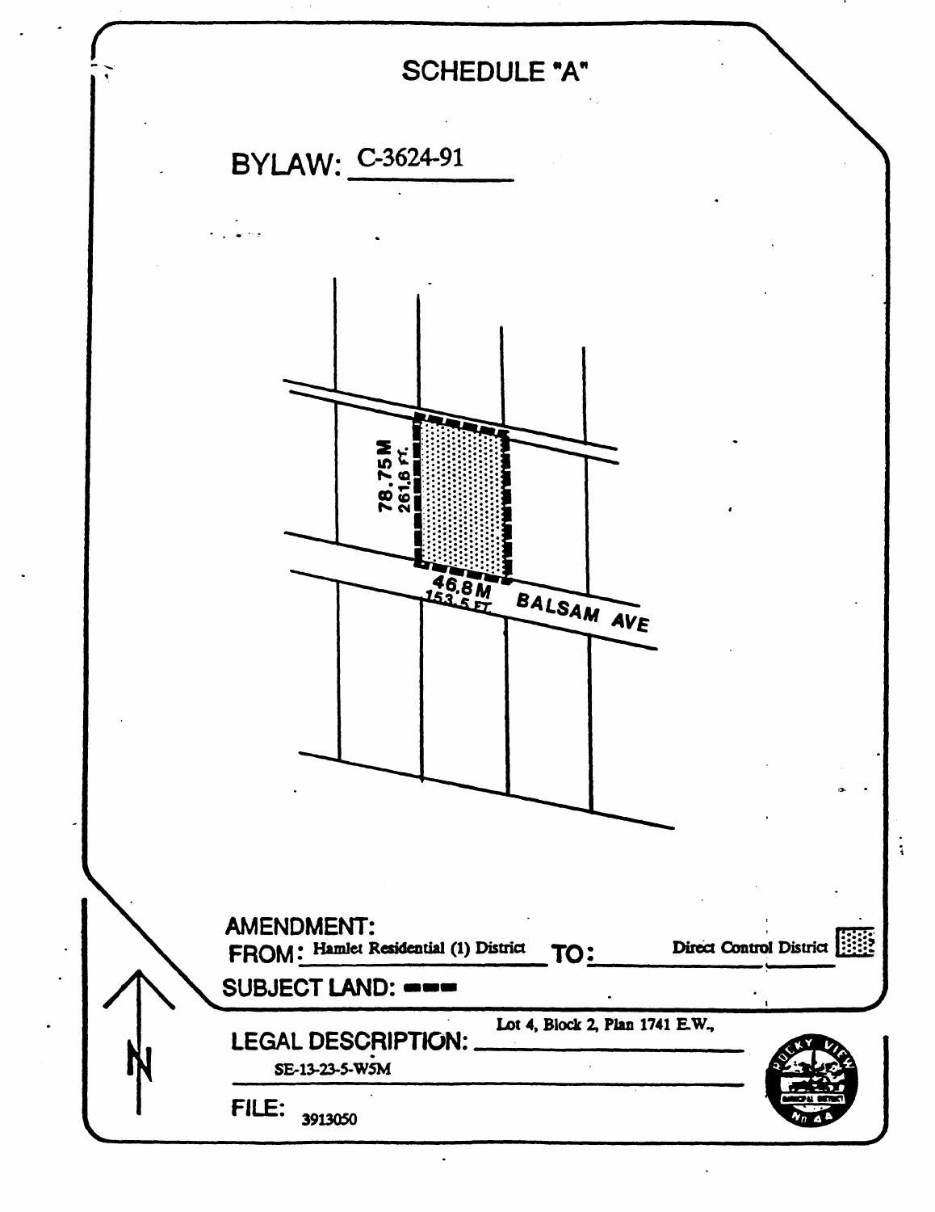# SCHEDULE "A"

BYLAW: C-3624-91

78.75M
261.6 FT.

46.8M
153.5 FT.

BALSAM AVE

AMENDMENT:

FROM: Hamlet Residential (1) District TO: Direct Control District

SUBJECT LAND: ▬▬▬

LEGAL DESCRIPTION: Lot 4, Block 2, Plan 1741 E.W.,

SE-13-23-5-W5M

FILE: 3913050

N